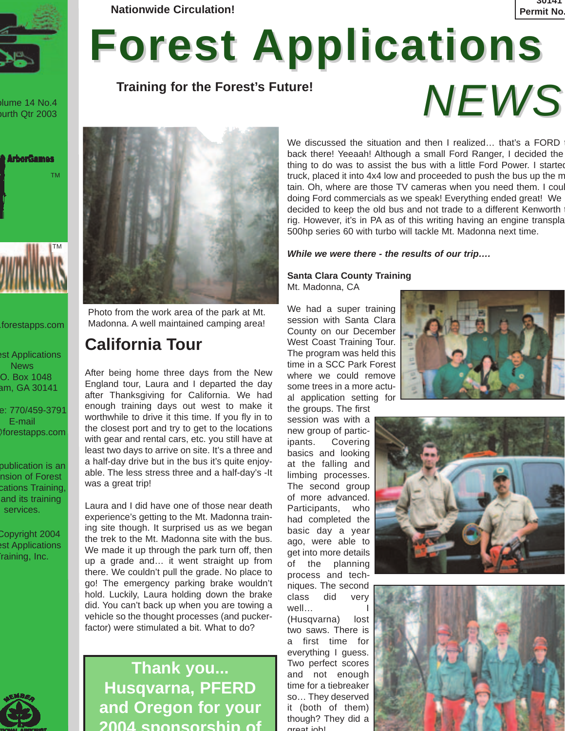Nationwide Circulation!

30141
Permit No.

# Forest Applications NEWS

**Training for the Forest's Future!**

olume 14 No.4
ourth Qtr 2003

ArborGames TM

owndWorks TM

.forestapps.com

est Applications News
O. Box 1048
am, GA 30141

e: 770/459-3791
E-mail
@forestapps.com

publication is an
nsion of Forest
cations Training,
and its training
services.

Copyright 2004
est Applications
Training, Inc.

Photo from the work area of the park at Mt. Madonna. A well maintained camping area!

## California Tour

After being home three days from the New England tour, Laura and I departed the day after Thanksgiving for California. We had enough training days out west to make it worthwhile to drive it this time. If you fly in to the closest port and try to get to the locations with gear and rental cars, etc. you still have at least two days to arrive on site. It's a three and a half-day drive but in the bus it's quite enjoyable. The less stress three and a half-day's -It was a great trip!

Laura and I did have one of those near death experience's getting to the Mt. Madonna training site though. It surprised us as we began the trek to the Mt. Madonna site with the bus. We made it up through the park turn off, then up a grade and… it went straight up from there. We couldn't pull the grade. No place to go! The emergency parking brake wouldn't hold. Luckily, Laura holding down the brake did. You can't back up when you are towing a vehicle so the thought processes (and pucker-factor) were stimulated a bit. What to do?

We discussed the situation and then I realized… that's a FORD back there! Yeeaah! Although a small Ford Ranger, I decided the thing to do was to assist the bus with a little Ford Power. I started truck, placed it into 4x4 low and proceeded to push the bus up the m tain. Oh, where are those TV cameras when you need them. I coul doing Ford commercials as we speak! Everything ended great! We decided to keep the old bus and not trade to a different Kenworth rig. However, it's in PA as of this writing having an engine transpla 500hp series 60 with turbo will tackle Mt. Madonna next time.

***While we were there - the results of our trip….***

**Santa Clara County Training**
Mt. Madonna, CA

We had a super training session with Santa Clara County on our December West Coast Training Tour. The program was held this time in a SCC Park Forest where we could remove some trees in a more actual application setting for the groups. The first session was with a new group of participants. Covering basics and looking at the falling and limbing processes. The second group of more advanced. Participants, who had completed the basic day a year ago, were able to get into more details of the planning process and techniques. The second class did very well… I (Husqvarna) lost two saws. There is a first time for everything I guess. Two perfect scores and not enough time for a tiebreaker so… They deserved it (both of them) though? They did a great job!

**Thank you... Husqvarna, PFERD and Oregon for your 2004 sponsorship of**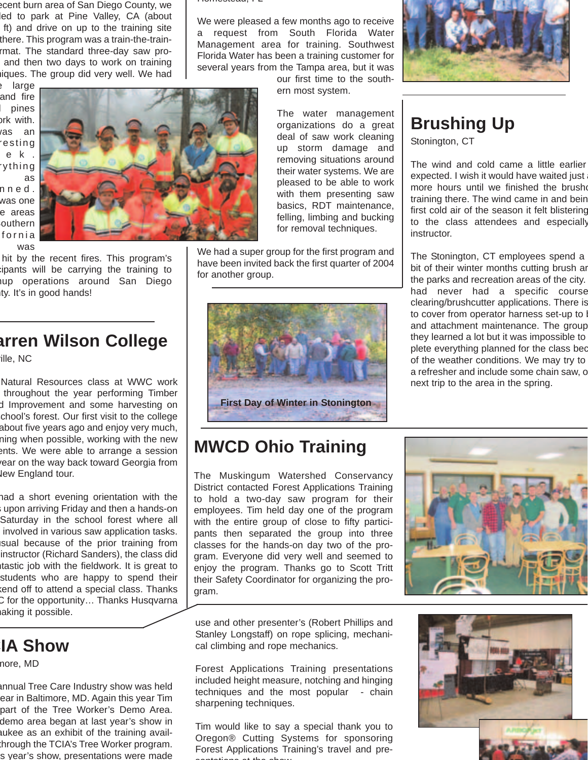ecent burn area of San Diego County, we led to park at Pine Valley, CA (about ft) and drive on up to the training site there. This program was a train-the-train-rmat. The standard three-day saw pro- and then two days to work on training iques. The group did very well. We had e large and fire pines rk with. vas an resting e k . ything as n n e d . was one e areas outhern f o r n i a was hit by the recent fires. This program's cipants will be carrying the training to nup operations around San Diego nty. It's in good hands!

We were pleased a few months ago to receive a request from South Florida Water Management area for training. Southwest Florida Water has been a training customer for several years from the Tampa area, but it was our first time to the southern most system.

The water management organizations do a great deal of saw work cleaning up storm damage and removing situations around their water systems. We are pleased to be able to work with them presenting saw basics, RDT maintenance, felling, limbing and bucking for removal techniques.

We had a super group for the first program and have been invited back the first quarter of 2004 for another group.

## Brushing Up

Stonington, CT

The wind and cold came a little earlier expected. I wish it would have waited just more hours until we finished the brushc training there. The wind came in and bein first cold air of the season it felt blistering to the class attendees and especially instructor.

The Stonington, CT employees spend a bit of their winter months cutting brush ar the parks and recreation areas of the city. had never had a specific course clearing/brushcutter applications. There is to cover from operator harness set-up to b and attachment maintenance. The group they learned a lot but it was impossible to plete everything planned for the class bec of the weather conditions. We may try to a refresher and include some chain saw, o next trip to the area in the spring.

First Day of Winter in Stonington

## arren Wilson College

ille, NC

Natural Resources class at WWC work throughout the year performing Timber d Improvement and some harvesting on chool's forest. Our first visit to the college about five years ago and enjoy very much, ning when possible, working with the new ents. We were able to arrange a session year on the way back toward Georgia from New England tour.

had a short evening orientation with the s upon arriving Friday and then a hands-on Saturday in the school forest where all involved in various saw application tasks. nusual because of the prior training from instructor (Richard Sanders), the class did ntastic job with the fieldwork. It is great to students who are happy to spend their kend off to attend a special class. Thanks C for the opportunity… Thanks Husqvarna making it possible.

## MWCD Ohio Training

The Muskingum Watershed Conservancy District contacted Forest Applications Training to hold a two-day saw program for their employees. Tim held day one of the program with the entire group of close to fifty participants then separated the group into three classes for the hands-on day two of the program. Everyone did very well and seemed to enjoy the program. Thanks go to Scott Tritt their Safety Coordinator for organizing the program.

## IA Show

more, MD

annual Tree Care Industry show was held ear in Baltimore, MD. Again this year Tim part of the Tree Worker's Demo Area. demo area began at last year's show in aukee as an exhibit of the training avail-through the TCIA's Tree Worker program. s year's show, presentations were made use and other presenter's (Robert Phillips and Stanley Longstaff) on rope splicing, mechanical climbing and rope mechanics.

Forest Applications Training presentations included height measure, notching and hinging techniques and the most popular - chain sharpening techniques.

Tim would like to say a special thank you to Oregon® Cutting Systems for sponsoring Forest Applications Training's travel and presentations at the show.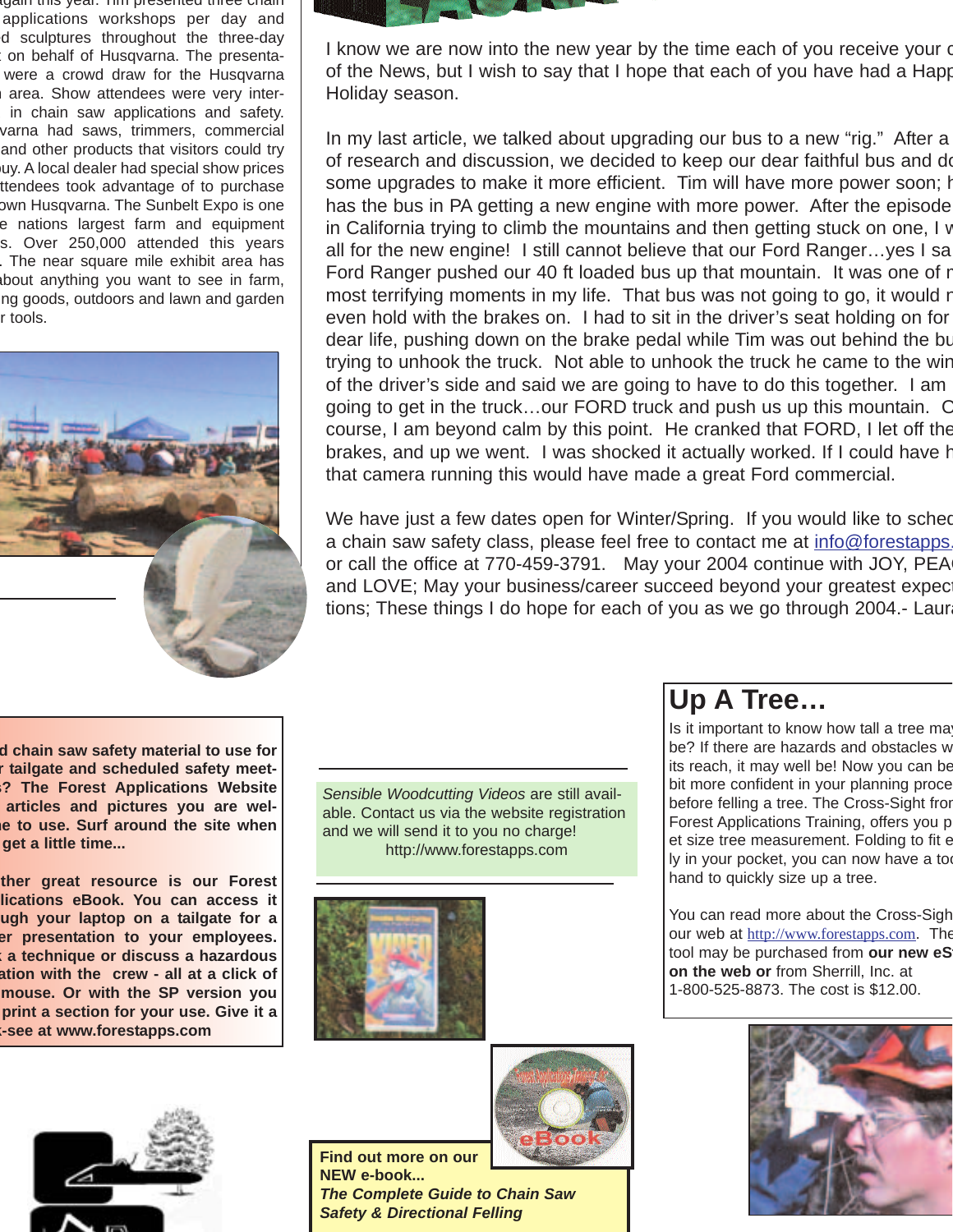again this year. Tim presented three chain applications workshops per day and d sculptures throughout the three-day on behalf of Husqvarna. The presenta- were a crowd draw for the Husqvarna area. Show attendees were very inter- in chain saw applications and safety. varna had saws, trimmers, commercial and other products that visitors could try uy. A local dealer had special show prices ttendees took advantage of to purchase own Husqvarna. The Sunbelt Expo is one e nations largest farm and equipment s. Over 250,000 attended this years . The near square mile exhibit area has bout anything you want to see in farm, ng goods, outdoors and lawn and garden r tools.

I know we are now into the new year by the time each of you receive your c of the News, but I wish to say that I hope that each of you have had a Happ Holiday season.

In my last article, we talked about upgrading our bus to a new "rig." After a of research and discussion, we decided to keep our dear faithful bus and do some upgrades to make it more efficient. Tim will have more power soon; h has the bus in PA getting a new engine with more power. After the episode in California trying to climb the mountains and then getting stuck on one, I w all for the new engine! I still cannot believe that our Ford Ranger…yes I sa Ford Ranger pushed our 40 ft loaded bus up that mountain. It was one of m most terrifying moments in my life. That bus was not going to go, it would n even hold with the brakes on. I had to sit in the driver's seat holding on for dear life, pushing down on the brake pedal while Tim was out behind the bu trying to unhook the truck. Not able to unhook the truck he came to the win of the driver's side and said we are going to have to do this together. I am going to get in the truck…our FORD truck and push us up this mountain. O course, I am beyond calm by this point. He cranked that FORD, I let off the brakes, and up we went. I was shocked it actually worked. If I could have h that camera running this would have made a great Ford commercial.

We have just a few dates open for Winter/Spring. If you would like to sched a chain saw safety class, please feel free to contact me at info@forestapps. or call the office at 770-459-3791. May your 2004 continue with JOY, PEAC and LOVE; May your business/career succeed beyond your greatest expec tions; These things I do hope for each of you as we go through 2004.- Laura

**d chain saw safety material to use for r tailgate and scheduled safety meet- s? The Forest Applications Website articles and pictures you are wel- e to use. Surf around the site when get a little time...**

**ther great resource is our Forest lications eBook. You can access it ugh your laptop on a tailgate for a er presentation to your employees. a technique or discuss a hazardous ation with the crew - all at a click of mouse. Or with the SP version you print a section for your use. Give it a -see at www.forestapps.com**

*Sensible Woodcutting Videos* are still available. Contact us via the website registration and we will send it to you no charge!
http://www.forestapps.com

**Find out more on our NEW e-book...**
***The Complete Guide to Chain Saw Safety & Directional Felling***

## Up A Tree…

Is it important to know how tall a tree may be? If there are hazards and obstacles w its reach, it may well be! Now you can be bit more confident in your planning proce before felling a tree. The Cross-Sight fro Forest Applications Training, offers you p et size tree measurement. Folding to fit e ly in your pocket, you can now have a too hand to quickly size up a tree.

You can read more about the Cross-Sigh our web at http://www.forestapps.com. The tool may be purchased from **our new eS on the web or** from Sherrill, Inc. at 1-800-525-8873. The cost is $12.00.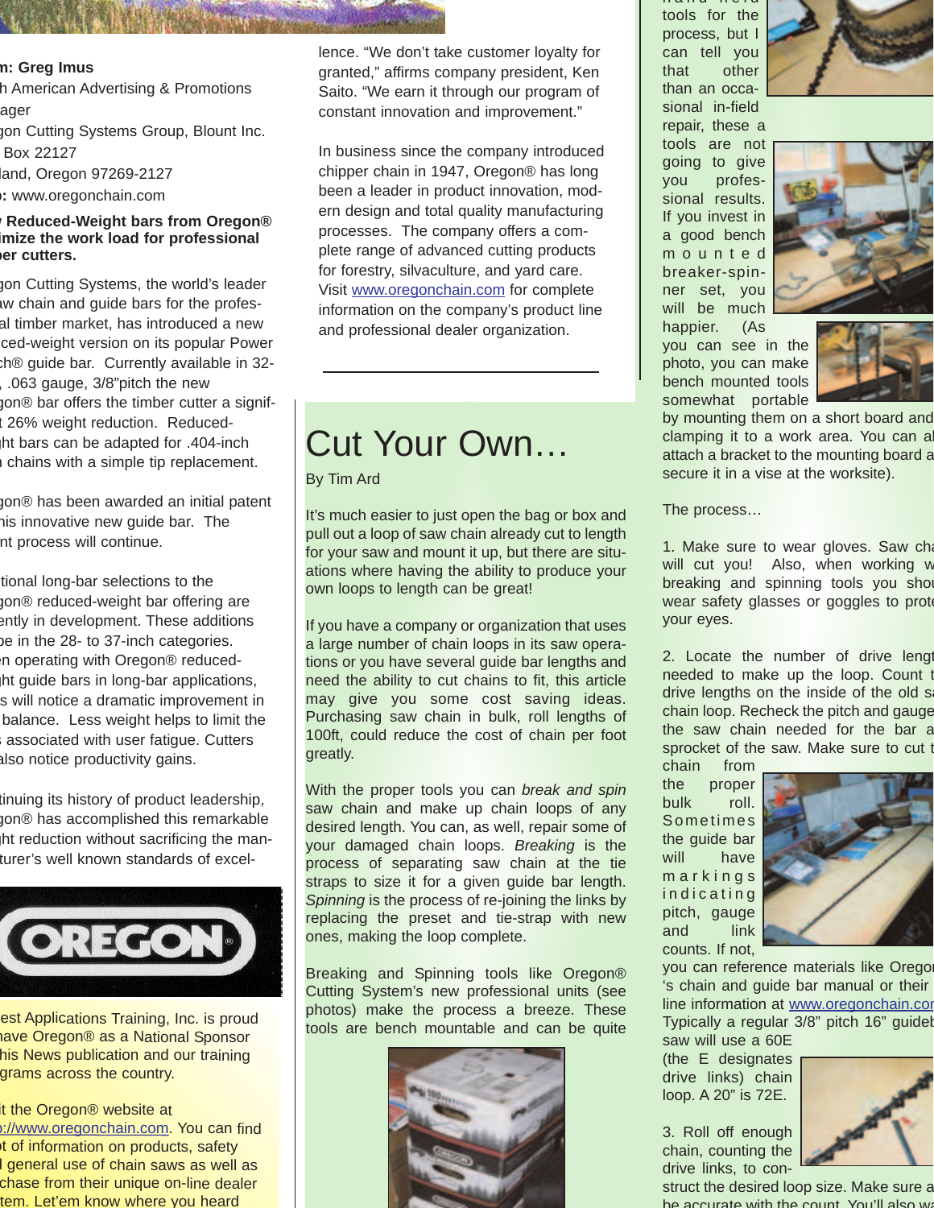n: Greg Imus
h American Advertising & Promotions
ager
gon Cutting Systems Group, Blount Inc.
Box 22127
land, Oregon 97269-2127
b: www.oregonchain.com

**v Reduced-Weight bars from Oregon® imize the work load for professional ber cutters.**

gon Cutting Systems, the world's leader aw chain and guide bars for the profes- al timber market, has introduced a new ced-weight version on its popular Power ch® guide bar. Currently available in 32- , .063 gauge, 3/8"pitch the new gon® bar offers the timber cutter a signif- t 26% weight reduction. Reduced- ht bars can be adapted for .404-inch n chains with a simple tip replacement.

gon® has been awarded an initial patent his innovative new guide bar. The nt process will continue.

tional long-bar selections to the gon® reduced-weight bar offering are ently in development. These additions be in the 28- to 37-inch categories. en operating with Oregon® reduced- ht guide bars in long-bar applications, s will notice a dramatic improvement in balance. Less weight helps to limit the s associated with user fatigue. Cutters also notice productivity gains.

tinuing its history of product leadership, gon® has accomplished this remarkable ht reduction without sacrificing the man- turer's well known standards of excellence. "We don't take customer loyalty for granted," affirms company president, Ken Saito. "We earn it through our program of constant innovation and improvement."

In business since the company introduced chipper chain in 1947, Oregon® has long been a leader in product innovation, modern design and total quality manufacturing processes. The company offers a complete range of advanced cutting products for forestry, silvaculture, and yard care. Visit www.oregonchain.com for complete information on the company's product line and professional dealer organization.

est Applications Training, Inc. is proud have Oregon® as a National Sponsor his News publication and our training grams across the country.

it the Oregon® website at ://www.oregonchain.com. You can find t of information on products, safety l general use of chain saws as well as chase from their unique on-line dealer tem. Let'em know where you heard

# Cut Your Own…

By Tim Ard

It's much easier to just open the bag or box and pull out a loop of saw chain already cut to length for your saw and mount it up, but there are situations where having the ability to produce your own loops to length can be great!

If you have a company or organization that uses a large number of chain loops in its saw operations or you have several guide bar lengths and need the ability to cut chains to fit, this article may give you some cost saving ideas. Purchasing saw chain in bulk, roll lengths of 100ft, could reduce the cost of chain per foot greatly.

With the proper tools you can *break and spin* saw chain and make up chain loops of any desired length. You can, as well, repair some of your damaged chain loops. *Breaking* is the process of separating saw chain at the tie straps to size it for a given guide bar length. *Spinning* is the process of re-joining the links by replacing the preset and tie-strap with new ones, making the loop complete.

Breaking and Spinning tools like Oregon® Cutting System's new professional units (see photos) make the process a breeze. These tools are bench mountable and can be quite hand held tools for the process, but I can tell you that other than an occasional in-field repair, these a tools are not going to give you professional results. If you invest in a good bench mounted breaker-spinner set, you will be much happier. (As you can see in the photo, you can make bench mounted tools somewhat portable by mounting them on a short board and clamping it to a work area. You can al attach a bracket to the mounting board a secure it in a vise at the worksite).

The process…

1. Make sure to wear gloves. Saw cha will cut you! Also, when working w breaking and spinning tools you shou wear safety glasses or goggles to prote your eyes.

2. Locate the number of drive lengt needed to make up the loop. Count t drive lengths on the inside of the old sa chain loop. Recheck the pitch and gauge the saw chain needed for the bar a sprocket of the saw. Make sure to cut t chain from the proper bulk roll. Sometimes the guide bar will have markings indicating pitch, gauge and link counts. If not, you can reference materials like Orego 's chain and guide bar manual or their line information at www.oregonchain.cor Typically a regular 3/8" pitch 16" guideb saw will use a 60E (the E designates drive links) chain loop. A 20" is 72E.

3. Roll off enough chain, counting the drive links, to construct the desired loop size. Make sure a be accurate with the count. You'll also wa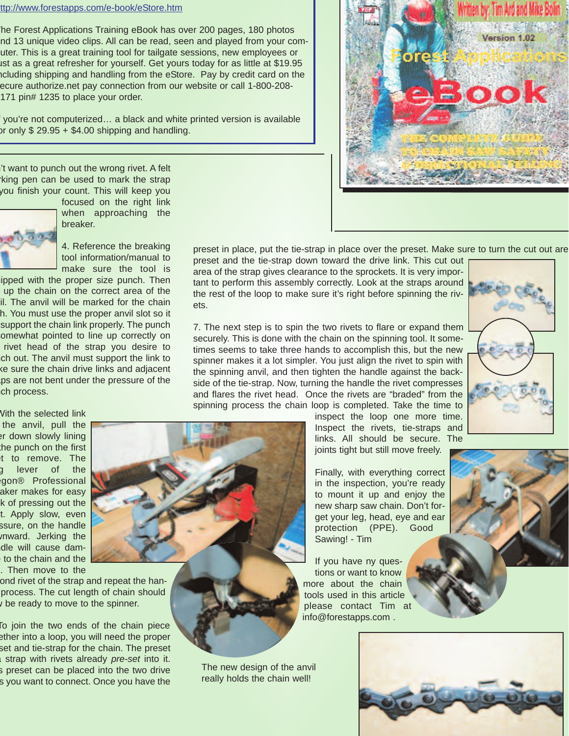ttp://www.forestapps.com/e-book/eStore.htm

The Forest Applications Training eBook has over 200 pages, 180 photos nd 13 unique video clips. All can be read, seen and played from your computer. This is a great training tool for tailgate sessions, new employees or ust as a great refresher for yourself. Get yours today for as little at $19.95 ncluding shipping and handling from the eStore. Pay by credit card on the ecure authorize.net pay connection from our website or call 1-800-208-171 pin# 1235 to place your order.

f you're not computerized… a black and white printed version is available or only $ 29.95 + $4.00 shipping and handling.

't want to punch out the wrong rivet. A felt rking pen can be used to mark the strap you finish your count. This will keep you focused on the right link when approaching the breaker.

4. Reference the breaking tool information/manual to make sure the tool is ipped with the proper size punch. Then up the chain on the correct area of the il. The anvil will be marked for the chain h. You must use the proper anvil slot so it support the chain link properly. The punch omewhat pointed to line up correctly on rivet head of the strap you desire to ch out. The anvil must support the link to ke sure the chain drive links and adjacent ps are not bent under the pressure of the ch process.

With the selected link the anvil, pull the er down slowly lining the punch on the first t to remove. The g lever of the egon® Professional aker makes for easy k of pressing out the t. Apply slow, even ssure, on the handle wnward. Jerking the dle will cause dam- to the chain and the . Then move to the ond rivet of the strap and repeat the han- process. The cut length of chain should be ready to move to the spinner.

To join the two ends of the chain piece ether into a loop, you will need the proper set and tie-strap for the chain. The preset strap with rivets already *pre-set* into it. s preset can be placed into the two drive s you want to connect. Once you have the preset in place, put the tie-strap in place over the preset. Make sure to turn the cut out are preset and the tie-strap down toward the drive link. This cut out area of the strap gives clearance to the sprockets. It is very important to perform this assembly correctly. Look at the straps around the rest of the loop to make sure it's right before spinning the rivets.

7. The next step is to spin the two rivets to flare or expand them securely. This is done with the chain on the spinning tool. It sometimes seems to take three hands to accomplish this, but the new spinner makes it a lot simpler. You just align the rivet to spin with the spinning anvil, and then tighten the handle against the backside of the tie-strap. Now, turning the handle the rivet compresses and flares the rivet head. Once the rivets are "braded" from the spinning process the chain loop is completed. Take the time to inspect the loop one more time. Inspect the rivets, tie-straps and links. All should be secure. The joints tight but still move freely.

Finally, with everything correct in the inspection, you're ready to mount it up and enjoy the new sharp saw chain. Don't forget your leg, head, eye and ear protection (PPE). Good Sawing! - Tim

If you have ny questions or want to know more about the chain tools used in this article please contact Tim at info@forestapps.com .

The new design of the anvil really holds the chain well!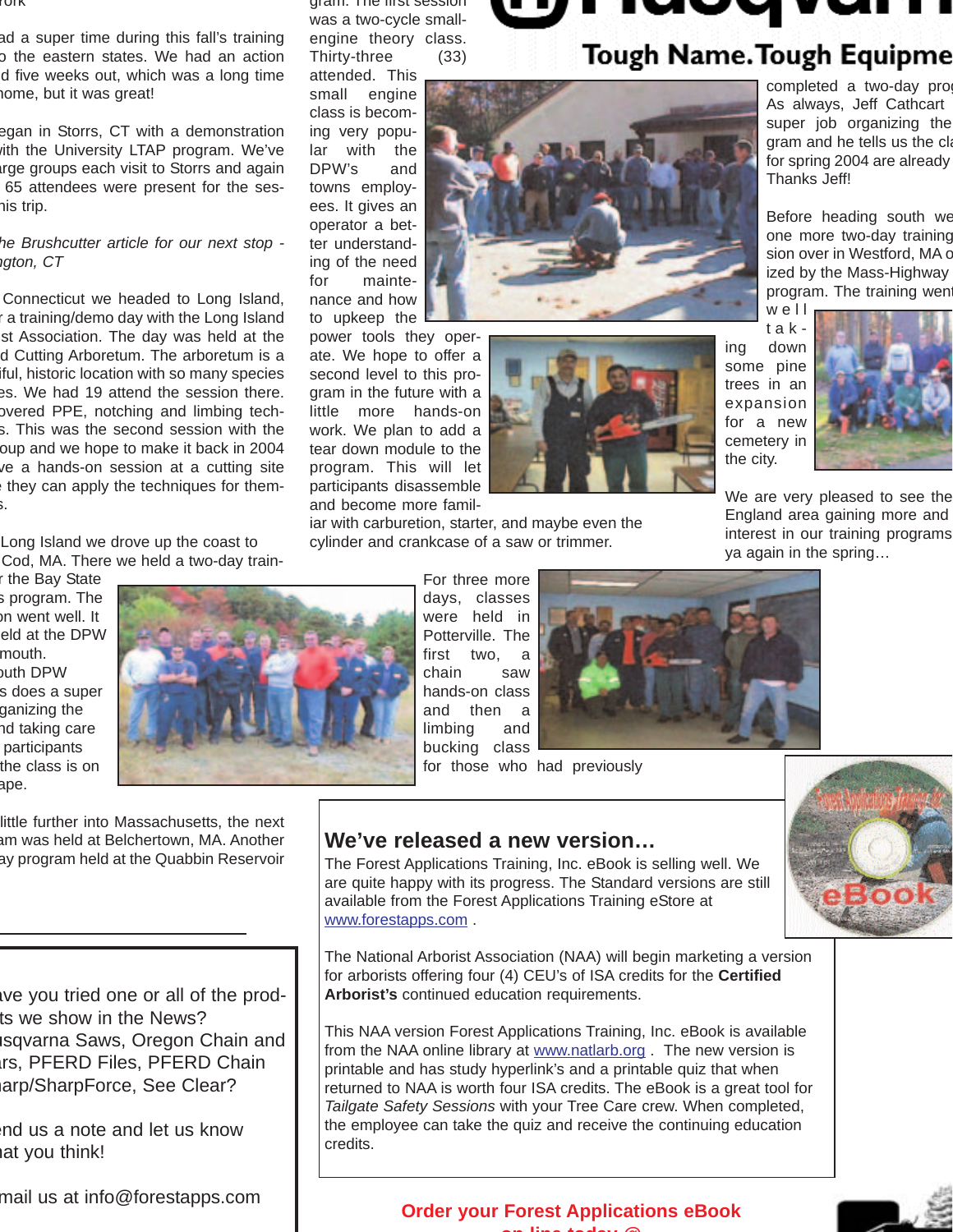ad a super time during this fall's training o the eastern states. We had an action d five weeks out, which was a long time home, but it was great!

egan in Storrs, CT with a demonstration ith the University LTAP program. We've arge groups each visit to Storrs and again 65 attendees were present for the ses- his trip.

*he Brushcutter article for our next stop - gton, CT*

Connecticut we headed to Long Island, a training/demo day with the Long Island st Association. The day was held at the d Cutting Arboretum. The arboretum is a iful, historic location with so many species es. We had 19 attend the session there. overed PPE, notching and limbing tech- s. This was the second session with the oup and we hope to make it back in 2004 ve a hands-on session at a cutting site they can apply the techniques for them- s.

Long Island we drove up the coast to Cod, MA. There we held a two-day train- the Bay State s program. The on went well. It eld at the DPW mouth. outh DPW s does a super ganizing the nd taking care participants the class is on ape.

little further into Massachusetts, the next am was held at Belchertown, MA. Another ay program held at the Quabbin Reservoir

gram. The first session was a two-cycle small-engine theory class. Thirty-three (33) attended. This small engine class is becoming very popular with the DPW's and towns employees. It gives an operator a better understanding of the need for maintenance and how to upkeep the power tools they operate. We hope to offer a second level to this program in the future with a little more hands-on work. We plan to add a tear down module to the program. This will let participants disassemble and become more familiar with carburetion, starter, and maybe even the cylinder and crankcase of a saw or trimmer.

For three more days, classes were held in Potterville. The first two, a chain saw hands-on class and then a limbing and bucking class for those who had previously

Tough Name. Tough Equipme

completed a two-day prog As always, Jeff Cathcart super job organizing the gram and he tells us the cla for spring 2004 are already Thanks Jeff!

Before heading south we one more two-day training sion over in Westford, MA o ized by the Mass-Highway program. The training went well taking down some pine trees in an expansion for a new cemetery in the city.

We are very pleased to see the England area gaining more and interest in our training programs ya again in the spring…

---

ve you tried one or all of the prod- ts we show in the News? sqvarna Saws, Oregon Chain and rs, PFERD Files, PFERD Chain arp/SharpForce, See Clear?

nd us a note and let us know at you think!

mail us at info@forestapps.com

---

## We've released a new version…

The Forest Applications Training, Inc. eBook is selling well. We are quite happy with its progress. The Standard versions are still available from the Forest Applications Training eStore at www.forestapps.com .

The National Arborist Association (NAA) will begin marketing a version for arborists offering four (4) CEU's of ISA credits for the **Certified Arborist's** continued education requirements.

This NAA version Forest Applications Training, Inc. eBook is available from the NAA online library at www.natlarb.org . The new version is printable and has study hyperlink's and a printable quiz that when returned to NAA is worth four ISA credits. The eBook is a great tool for *Tailgate Safety Sessions* with your Tree Care crew. When completed, the employee can take the quiz and receive the continuing education credits.

**Order your Forest Applications eBook**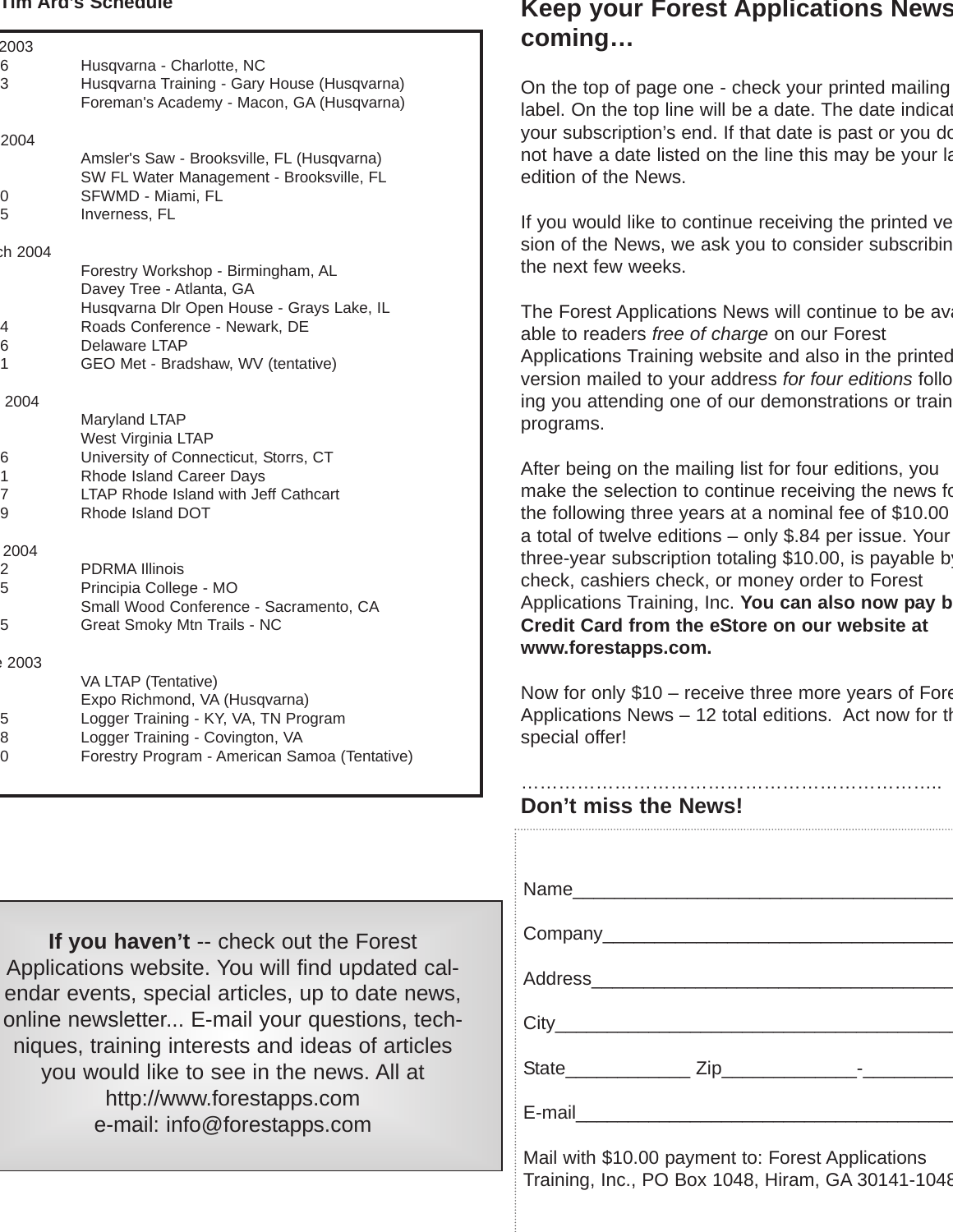## Tim Ard's Schedule

2003

| | |
|---|---|
| 6 | Husqvarna - Charlotte, NC |
| 3 | Husqvarna Training - Gary House (Husqvarna) |
| | Foreman's Academy - Macon, GA (Husqvarna) |

2004

| | |
|---|---|
| | Amsler's Saw - Brooksville, FL (Husqvarna) |
| | SW FL Water Management - Brooksville, FL |
| 0 | SFWMD - Miami, FL |
| 5 | Inverness, FL |

ch 2004

| | |
|---|---|
| | Forestry Workshop - Birmingham, AL |
| | Davey Tree - Atlanta, GA |
| | Husqvarna Dlr Open House - Grays Lake, IL |
| 4 | Roads Conference - Newark, DE |
| 6 | Delaware LTAP |
| 1 | GEO Met - Bradshaw, WV (tentative) |

2004

| | |
|---|---|
| | Maryland LTAP |
| | West Virginia LTAP |
| 6 | University of Connecticut, Storrs, CT |
| 1 | Rhode Island Career Days |
| 7 | LTAP Rhode Island with Jeff Cathcart |
| 9 | Rhode Island DOT |

2004

| | |
|---|---|
| 2 | PDRMA Illinois |
| 5 | Principia College - MO |
| | Small Wood Conference - Sacramento, CA |
| 5 | Great Smoky Mtn Trails - NC |

e 2003

| | |
|---|---|
| | VA LTAP (Tentative) |
| | Expo Richmond, VA (Husqvarna) |
| 5 | Logger Training - KY, VA, TN Program |
| 8 | Logger Training - Covington, VA |
| 0 | Forestry Program - American Samoa (Tentative) |

**If you haven't** -- check out the Forest Applications website. You will find updated calendar events, special articles, up to date news, online newsletter... E-mail your questions, techniques, training interests and ideas of articles you would like to see in the news. All at http://www.forestapps.com
e-mail: info@forestapps.com

## Keep your Forest Applications News coming…

On the top of page one - check your printed mailing label. On the top line will be a date. The date indicat your subscription's end. If that date is past or you do not have a date listed on the line this may be your la edition of the News.

If you would like to continue receiving the printed ve sion of the News, we ask you to consider subscribin the next few weeks.

The Forest Applications News will continue to be ava able to readers *free of charge* on our Forest Applications Training website and also in the printed version mailed to your address *for four editions* follo ing you attending one of our demonstrations or train programs.

After being on the mailing list for four editions, you make the selection to continue receiving the news fo the following three years at a nominal fee of $10.00 a total of twelve editions – only $.84 per issue. Your three-year subscription totaling $10.00, is payable by check, cashiers check, or money order to Forest Applications Training, Inc. **You can also now pay b Credit Card from the eStore on our website at www.forestapps.com.**

Now for only $10 – receive three more years of Fore Applications News – 12 total editions. Act now for th special offer!

…………………………………………………………..

**Don't miss the News!**

Name______________________________________

Company____________________________________

Address_____________________________________

City________________________________________

State____________ Zip_____________-_________

E-mail______________________________________

Mail with $10.00 payment to: Forest Applications Training, Inc., PO Box 1048, Hiram, GA 30141-1048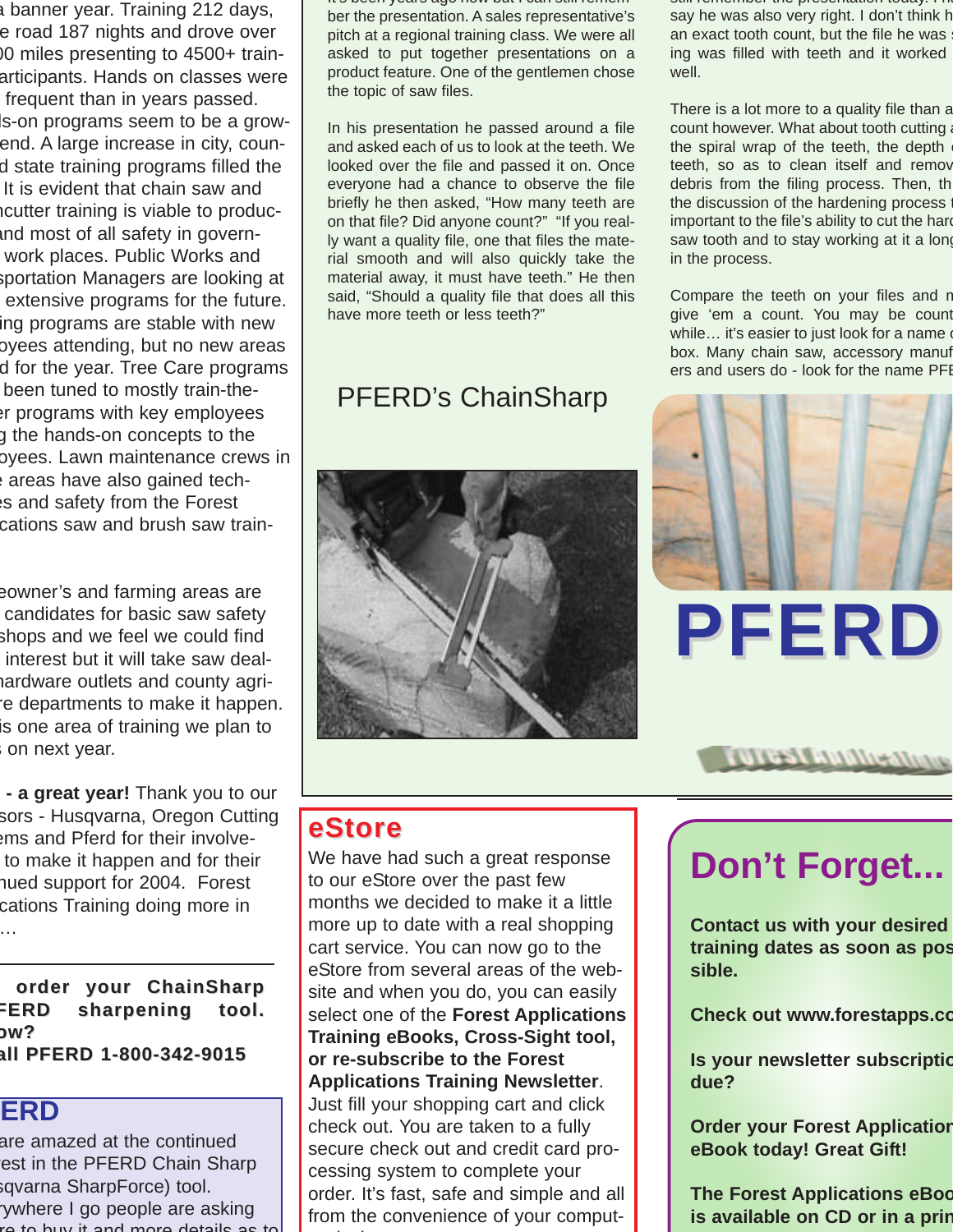a banner year. Training 212 days, e road 187 nights and drove over 00 miles presenting to 4500+ train- articipants. Hands on classes were frequent than in years passed. ls-on programs seem to be a grow- end. A large increase in city, coun- d state training programs filled the It is evident that chain saw and ncutter training is viable to produc- and most of all safety in govern- work places. Public Works and sportation Managers are looking at extensive programs for the future. ing programs are stable with new oyees attending, but no new areas d for the year. Tree Care programs been tuned to mostly train-the- er programs with key employees g the hands-on concepts to the oyees. Lawn maintenance crews in e areas have also gained tech- es and safety from the Forest cations saw and brush saw train-

eowner's and farming areas are candidates for basic saw safety shops and we feel we could find interest but it will take saw deal- hardware outlets and county agri- re departments to make it happen. is one area of training we plan to s on next year.

**- a great year!** Thank you to our sors - Husqvarna, Oregon Cutting ems and Pferd for their involve- to make it happen and for their nued support for 2004. Forest cations Training doing more in …

**order your ChainSharp FERD sharpening tool. ow? all PFERD 1-800-342-9015**

## ERD

are amazed at the continued est in the PFERD Chain Sharp sqvarna SharpForce) tool. rywhere I go people are asking re to buy it and more details as to

It's been years ago now but I can still remember the presentation. A sales representative's pitch at a regional training class. We were all asked to put together presentations on a product feature. One of the gentlemen chose the topic of saw files.

In his presentation he passed around a file and asked each of us to look at the teeth. We looked over the file and passed it on. Once everyone had a chance to observe the file briefly he then asked, "How many teeth are on that file? Did anyone count?" "If you really want a quality file, one that files the material smooth and will also quickly take the material away, it must have teeth." He then said, "Should a quality file that does all this have more teeth or less teeth?"

still remember the presentation today. I … say he was also very right. I don't think h… an exact tooth count, but the file he was … ing was filled with teeth and it worked … well.

There is a lot more to a quality file than a … count however. What about tooth cutting a… the spiral wrap of the teeth, the depth … teeth, so as to clean itself and remov… debris from the filing process. Then, th… the discussion of the hardening process … important to the file's ability to cut the hard… saw tooth and to stay working at it a long… in the process.

Compare the teeth on your files and m… give 'em a count. You may be count… while… it's easier to just look for a name … box. Many chain saw, accessory manuf… ers and users do - look for the name PFE…

## PFERD's ChainSharp

PFERD

## eStore

We have had such a great response to our eStore over the past few months we decided to make it a little more up to date with a real shopping cart service. You can now go to the eStore from several areas of the web-site and when you do, you can easily select one of the **Forest Applications Training eBooks, Cross-Sight tool, or re-subscribe to the Forest Applications Training Newsletter**. Just fill your shopping cart and click check out. You are taken to a fully secure check out and credit card processing system to complete your order. It's fast, safe and simple and all from the convenience of your comput-

## Don't Forget...

**Contact us with your desired training dates as soon as pos sible.**

**Check out www.forestapps.co**

**Is your newsletter subscriptio due?**

**Order your Forest Application eBook today! Great Gift!**

**The Forest Applications eBoo is available on CD or in a prin**